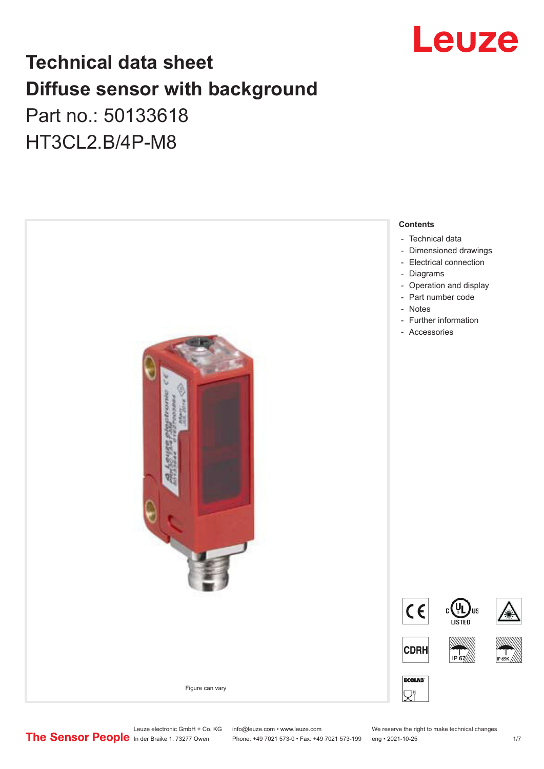# Technical data sheet
# Diffuse sensor with background

Part no.: 50133618

HT3CL2.B/4P-M8

Figure can vary

**Contents**

- Technical data
- Dimensioned drawings
- Electrical connection
- Diagrams
- Operation and display
- Part number code
- Notes
- Further information
- Accessories

Leuze electronic GmbH + Co. KG
In der Braike 1, 73277 Owen

info@leuze.com • www.leuze.com
Phone: +49 7021 573-0 • Fax: +49 7021 573-199

We reserve the right to make technical changes
eng • 2021-10-25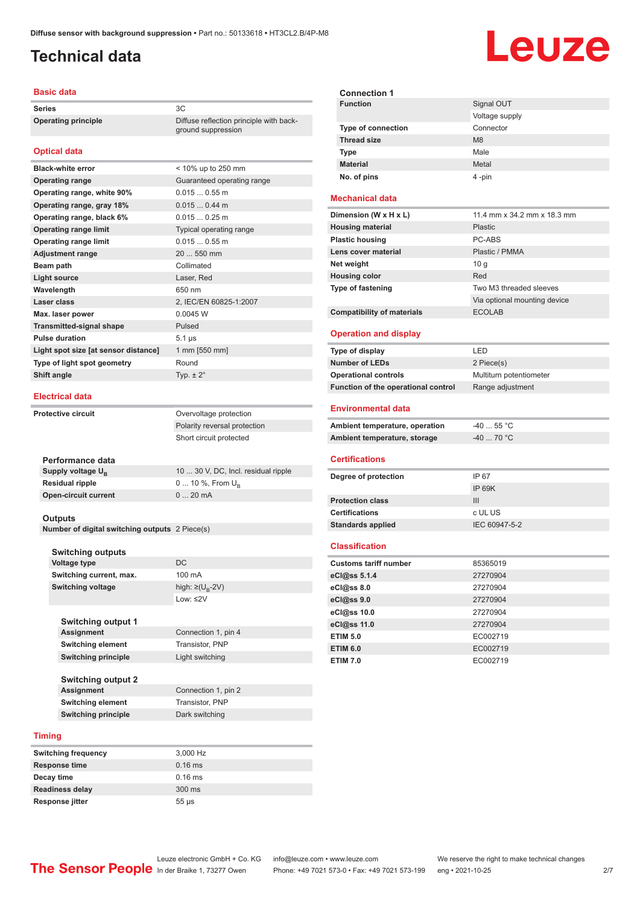# Technical data

## Basic data

| | |
|---|---|
| Series | 3C |
| Operating principle | Diffuse reflection principle with background suppression |

## Optical data

| | |
|---|---|
| Black-white error | < 10% up to 250 mm |
| Operating range | Guaranteed operating range |
| Operating range, white 90% | 0.015 ... 0.55 m |
| Operating range, gray 18% | 0.015 ... 0.44 m |
| Operating range, black 6% | 0.015 ... 0.25 m |
| Operating range limit | Typical operating range |
| Operating range limit | 0.015 ... 0.55 m |
| Adjustment range | 20 ... 550 mm |
| Beam path | Collimated |
| Light source | Laser, Red |
| Wavelength | 650 nm |
| Laser class | 2, IEC/EN 60825-1:2007 |
| Max. laser power | 0.0045 W |
| Transmitted-signal shape | Pulsed |
| Pulse duration | 5.1 µs |
| Light spot size [at sensor distance] | 1 mm [550 mm] |
| Type of light spot geometry | Round |
| Shift angle | Typ. ± 2° |

## Electrical data

| | |
|---|---|
| Protective circuit | Overvoltage protection |
| | Polarity reversal protection |
| | Short circuit protected |

### Performance data

| | |
|---|---|
| Supply voltage $U_B$ | 10 ... 30 V, DC, Incl. residual ripple |
| Residual ripple | 0 ... 10 %, From $U_B$ |
| Open-circuit current | 0 ... 20 mA |

### Outputs

| | |
|---|---|
| Number of digital switching outputs | 2 Piece(s) |

### Switching outputs

| | |
|---|---|
| Voltage type | DC |
| Switching current, max. | 100 mA |
| Switching voltage | high: ≥($U_B$-2V) |
| | Low: ≤2V |

### Switching output 1

| | |
|---|---|
| Assignment | Connection 1, pin 4 |
| Switching element | Transistor, PNP |
| Switching principle | Light switching |

### Switching output 2

| | |
|---|---|
| Assignment | Connection 1, pin 2 |
| Switching element | Transistor, PNP |
| Switching principle | Dark switching |

## Timing

| | |
|---|---|
| Switching frequency | 3,000 Hz |
| Response time | 0.16 ms |
| Decay time | 0.16 ms |
| Readiness delay | 300 ms |
| Response jitter | 55 µs |

### Connection 1

| | |
|---|---|
| Function | Signal OUT |
| | Voltage supply |
| Type of connection | Connector |
| Thread size | M8 |
| Type | Male |
| Material | Metal |
| No. of pins | 4 -pin |

## Mechanical data

| | |
|---|---|
| Dimension (W x H x L) | 11.4 mm x 34.2 mm x 18.3 mm |
| Housing material | Plastic |
| Plastic housing | PC-ABS |
| Lens cover material | Plastic / PMMA |
| Net weight | 10 g |
| Housing color | Red |
| Type of fastening | Two M3 threaded sleeves |
| | Via optional mounting device |
| Compatibility of materials | ECOLAB |

## Operation and display

| | |
|---|---|
| Type of display | LED |
| Number of LEDs | 2 Piece(s) |
| Operational controls | Multiturn potentiometer |
| Function of the operational control | Range adjustment |

## Environmental data

| | |
|---|---|
| Ambient temperature, operation | -40 ... 55 °C |
| Ambient temperature, storage | -40 ... 70 °C |

## Certifications

| | |
|---|---|
| Degree of protection | IP 67 |
| | IP 69K |
| Protection class | III |
| Certifications | c UL US |
| Standards applied | IEC 60947-5-2 |

## Classification

| | |
|---|---|
| Customs tariff number | 85365019 |
| eCl@ss 5.1.4 | 27270904 |
| eCl@ss 8.0 | 27270904 |
| eCl@ss 9.0 | 27270904 |
| eCl@ss 10.0 | 27270904 |
| eCl@ss 11.0 | 27270904 |
| ETIM 5.0 | EC002719 |
| ETIM 6.0 | EC002719 |
| ETIM 7.0 | EC002719 |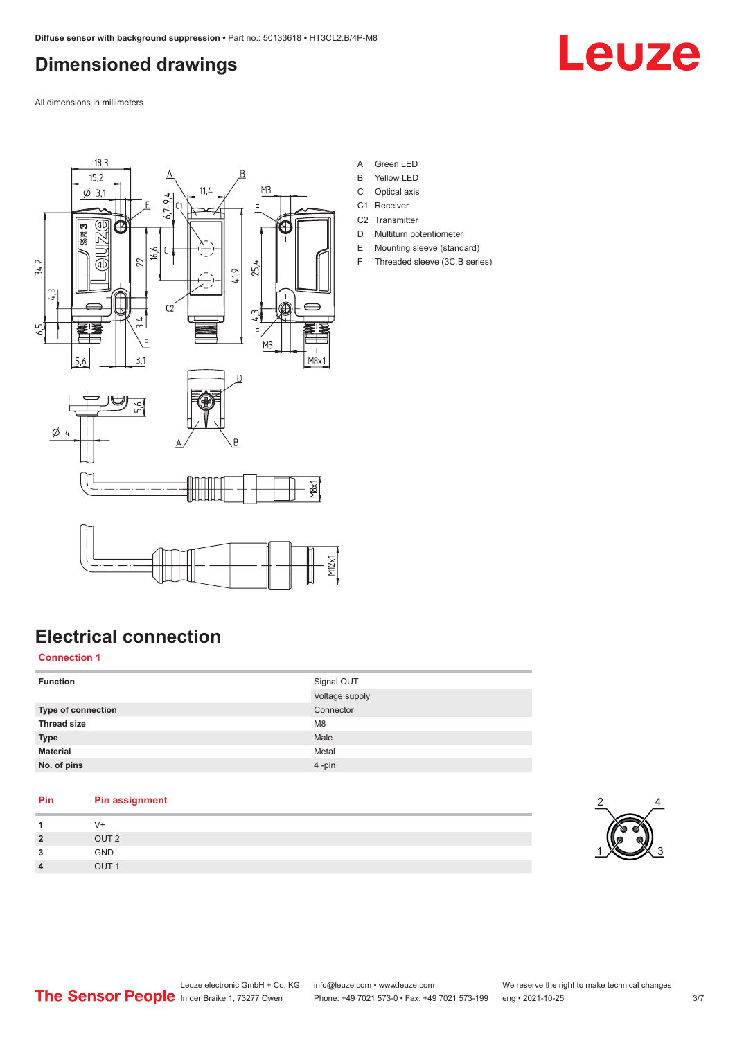# Dimensioned drawings

All dimensions in millimeters

A Green LED
B Yellow LED
C Optical axis
C1 Receiver
C2 Transmitter
D Multiturn potentiometer
E Mounting sleeve (standard)
F Threaded sleeve (3C.B series)

# Electrical connection

## Connection 1

| | |
|---|---|
| **Function** | Signal OUT |
| | Voltage supply |
| **Type of connection** | Connector |
| **Thread size** | M8 |
| **Type** | Male |
| **Material** | Metal |
| **No. of pins** | 4 -pin |

| Pin | Pin assignment |
|---|---|
| **1** | V+ |
| **2** | OUT 2 |
| **3** | GND |
| **4** | OUT 1 |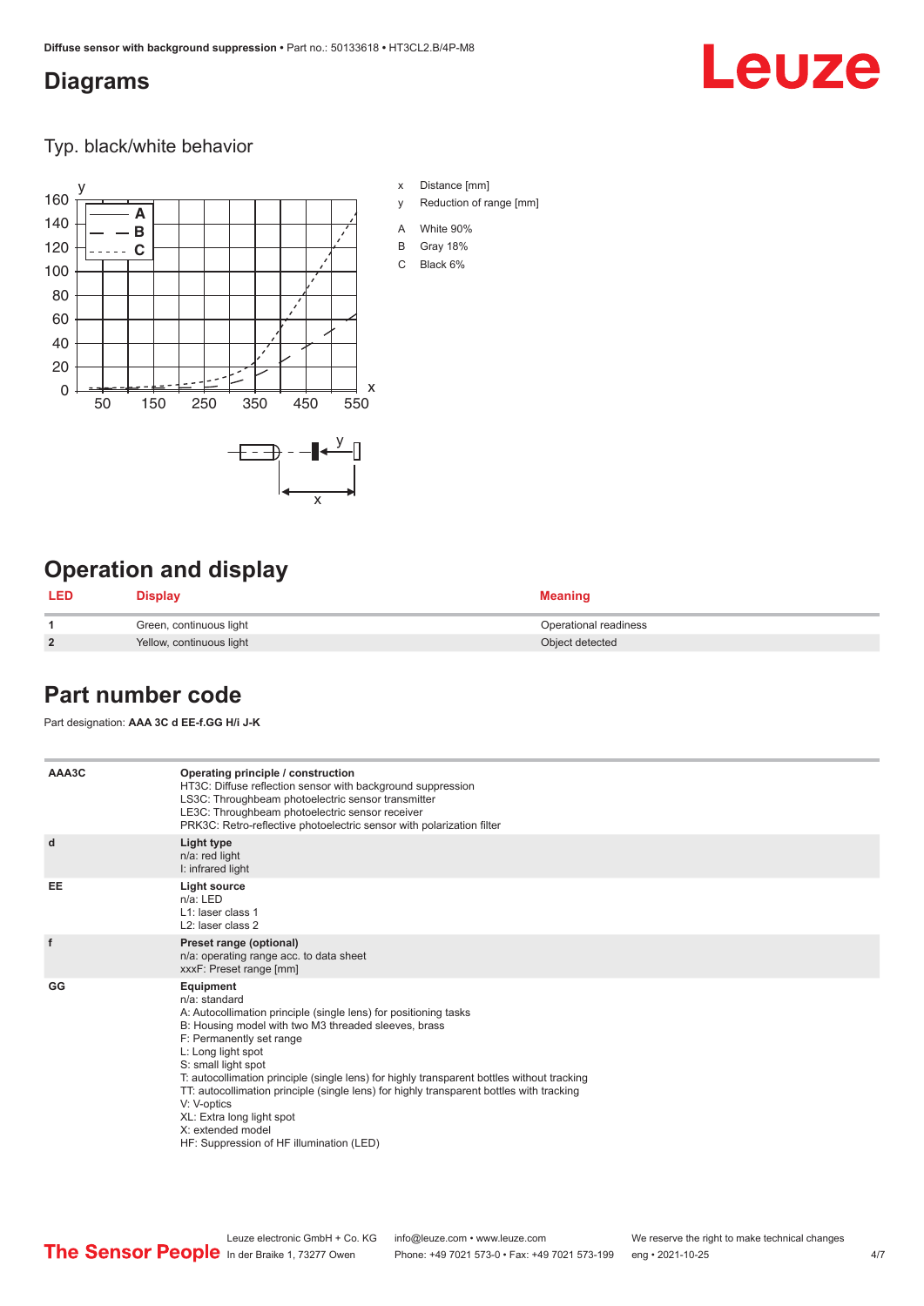## Diagrams

### Typ. black/white behavior

- x Distance [mm]
- y Reduction of range [mm]
- A White 90%
- B Gray 18%
- C Black 6%

## Operation and display

| LED | Display | Meaning |
|---|---|---|
| 1 | Green, continuous light | Operational readiness |
| 2 | Yellow, continuous light | Object detected |

## Part number code

Part designation: **AAA 3C d EE-f.GG H/i J-K**

| | |
|---|---|
| AAA3C | **Operating principle / construction**<br>HT3C: Diffuse reflection sensor with background suppression<br>LS3C: Throughbeam photoelectric sensor transmitter<br>LE3C: Throughbeam photoelectric sensor receiver<br>PRK3C: Retro-reflective photoelectric sensor with polarization filter |
| d | **Light type**<br>n/a: red light<br>I: infrared light |
| EE | **Light source**<br>n/a: LED<br>L1: laser class 1<br>L2: laser class 2 |
| f | **Preset range (optional)**<br>n/a: operating range acc. to data sheet<br>xxxF: Preset range [mm] |
| GG | **Equipment**<br>n/a: standard<br>A: Autocollimation principle (single lens) for positioning tasks<br>B: Housing model with two M3 threaded sleeves, brass<br>F: Permanently set range<br>L: Long light spot<br>S: small light spot<br>T: autocollimation principle (single lens) for highly transparent bottles without tracking<br>TT: autocollimation principle (single lens) for highly transparent bottles with tracking<br>V: V-optics<br>XL: Extra long light spot<br>X: extended model<br>HF: Suppression of HF illumination (LED) |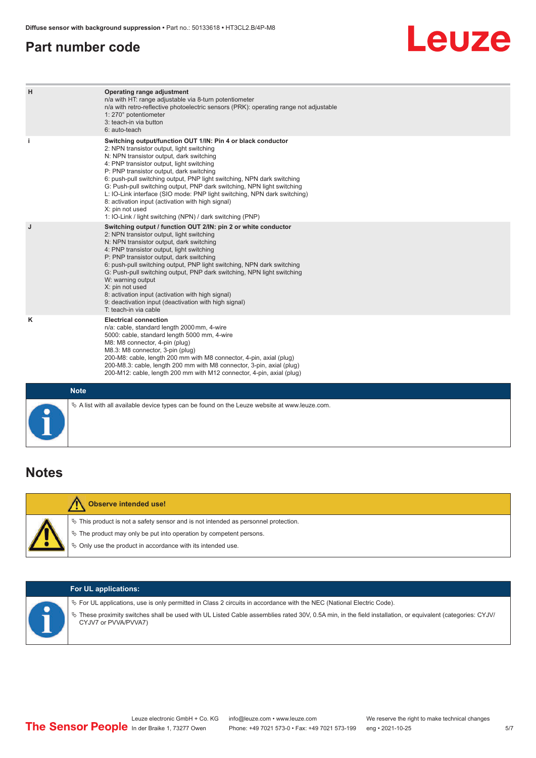## Part number code

| | |
|---|---|
| H | **Operating range adjustment**<br>n/a with HT: range adjustable via 8-turn potentiometer<br>n/a with retro-reflective photoelectric sensors (PRK): operating range not adjustable<br>1: 270° potentiometer<br>3: teach-in via button<br>6: auto-teach |
| i | **Switching output/function OUT 1/IN: Pin 4 or black conductor**<br>2: NPN transistor output, light switching<br>N: NPN transistor output, dark switching<br>4: PNP transistor output, light switching<br>P: PNP transistor output, dark switching<br>6: push-pull switching output, PNP light switching, NPN dark switching<br>G: Push-pull switching output, PNP dark switching, NPN light switching<br>L: IO-Link interface (SIO mode: PNP light switching, NPN dark switching)<br>8: activation input (activation with high signal)<br>X: pin not used<br>1: IO-Link / light switching (NPN) / dark switching (PNP) |
| J | **Switching output / function OUT 2/IN: pin 2 or white conductor**<br>2: NPN transistor output, light switching<br>N: NPN transistor output, dark switching<br>4: PNP transistor output, light switching<br>P: PNP transistor output, dark switching<br>6: push-pull switching output, PNP light switching, NPN dark switching<br>G: Push-pull switching output, PNP dark switching, NPN light switching<br>W: warning output<br>X: pin not used<br>8: activation input (activation with high signal)<br>9: deactivation input (deactivation with high signal)<br>T: teach-in via cable |
| K | **Electrical connection**<br>n/a: cable, standard length 2000 mm, 4-wire<br>5000: cable, standard length 5000 mm, 4-wire<br>M8: M8 connector, 4-pin (plug)<br>M8.3: M8 connector, 3-pin (plug)<br>200-M8: cable, length 200 mm with M8 connector, 4-pin, axial (plug)<br>200-M8.3: cable, length 200 mm with M8 connector, 3-pin, axial (plug)<br>200-M12: cable, length 200 mm with M12 connector, 4-pin, axial (plug) |

**Note**

- A list with all available device types can be found on the Leuze website at www.leuze.com.

## Notes

**Observe intended use!**

- This product is not a safety sensor and is not intended as personnel protection.
- The product may only be put into operation by competent persons.
- Only use the product in accordance with its intended use.

**For UL applications:**

- For UL applications, use is only permitted in Class 2 circuits in accordance with the NEC (National Electric Code).
- These proximity switches shall be used with UL Listed Cable assemblies rated 30V, 0.5A min, in the field installation, or equivalent (categories: CYJV/CYJV7 or PVVA/PVVA7)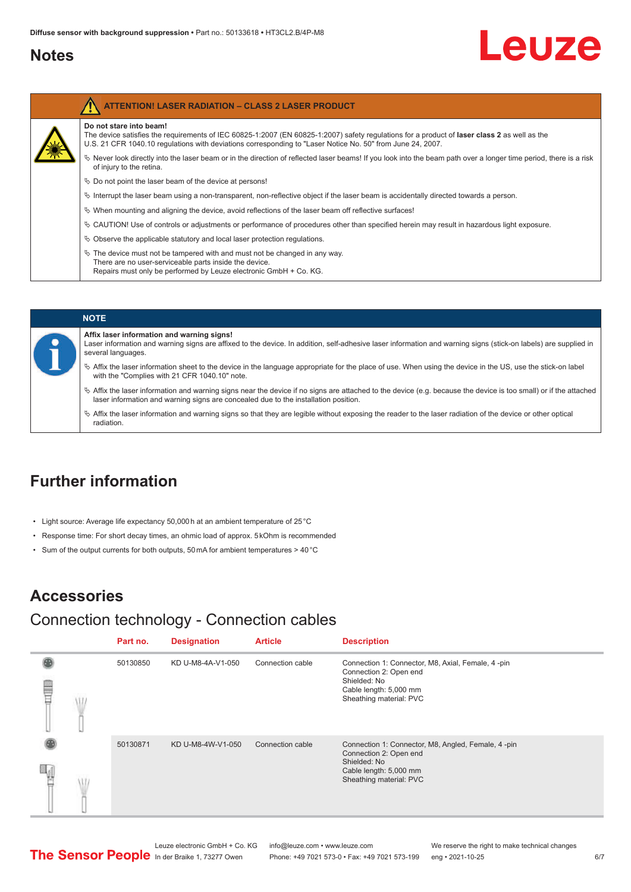# Notes

**ATTENTION! LASER RADIATION – CLASS 2 LASER PRODUCT**

**Do not stare into beam!**

The device satisfies the requirements of IEC 60825-1:2007 (EN 60825-1:2007) safety regulations for a product of **laser class 2** as well as the U.S. 21 CFR 1040.10 regulations with deviations corresponding to "Laser Notice No. 50" from June 24, 2007.

- Never look directly into the laser beam or in the direction of reflected laser beams! If you look into the beam path over a longer time period, there is a risk of injury to the retina.
- Do not point the laser beam of the device at persons!
- Interrupt the laser beam using a non-transparent, non-reflective object if the laser beam is accidentally directed towards a person.
- When mounting and aligning the device, avoid reflections of the laser beam off reflective surfaces!
- CAUTION! Use of controls or adjustments or performance of procedures other than specified herein may result in hazardous light exposure.
- Observe the applicable statutory and local laser protection regulations.
- The device must not be tampered with and must not be changed in any way.
  There are no user-serviceable parts inside the device.
  Repairs must only be performed by Leuze electronic GmbH + Co. KG.

**NOTE**

**Affix laser information and warning signs!**

Laser information and warning signs are affixed to the device. In addition, self-adhesive laser information and warning signs (stick-on labels) are supplied in several languages.

- Affix the laser information sheet to the device in the language appropriate for the place of use. When using the device in the US, use the stick-on label with the "Complies with 21 CFR 1040.10" note.
- Affix the laser information and warning signs near the device if no signs are attached to the device (e.g. because the device is too small) or if the attached laser information and warning signs are concealed due to the installation position.
- Affix the laser information and warning signs so that they are legible without exposing the reader to the laser radiation of the device or other optical radiation.

# Further information

- Light source: Average life expectancy 50,000 h at an ambient temperature of 25 °C
- Response time: For short decay times, an ohmic load of approx. 5 kOhm is recommended
- Sum of the output currents for both outputs, 50 mA for ambient temperatures > 40 °C

# Accessories

## Connection technology - Connection cables

| Part no. | Designation | Article | Description |
|---|---|---|---|
| 50130850 | KD U-M8-4A-V1-050 | Connection cable | Connection 1: Connector, M8, Axial, Female, 4 -pin<br>Connection 2: Open end<br>Shielded: No<br>Cable length: 5,000 mm<br>Sheathing material: PVC |
| 50130871 | KD U-M8-4W-V1-050 | Connection cable | Connection 1: Connector, M8, Angled, Female, 4 -pin<br>Connection 2: Open end<br>Shielded: No<br>Cable length: 5,000 mm<br>Sheathing material: PVC |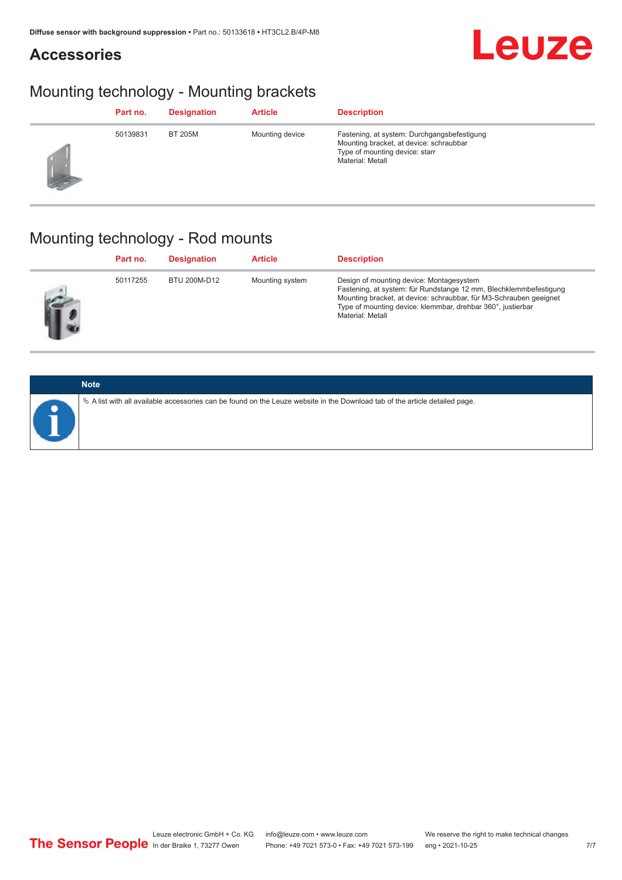# Accessories

## Mounting technology - Mounting brackets

| | Part no. | Designation | Article | Description |
|---|---|---|---|---|
| | 50139831 | BT 205M | Mounting device | Fastening, at system: Durchgangsbefestigung<br>Mounting bracket, at device: schraubbar<br>Type of mounting device: starr<br>Material: Metall |

## Mounting technology - Rod mounts

| | Part no. | Designation | Article | Description |
|---|---|---|---|---|
| | 50117255 | BTU 200M-D12 | Mounting system | Design of mounting device: Montagesystem<br>Fastening, at system: für Rundstange 12 mm, Blechklemmbefestigung<br>Mounting bracket, at device: schraubbar, für M3-Schrauben geeignet<br>Type of mounting device: klemmbar, drehbar 360°, justierbar<br>Material: Metall |

**Note**

↬ A list with all available accessories can be found on the Leuze website in the Download tab of the article detailed page.